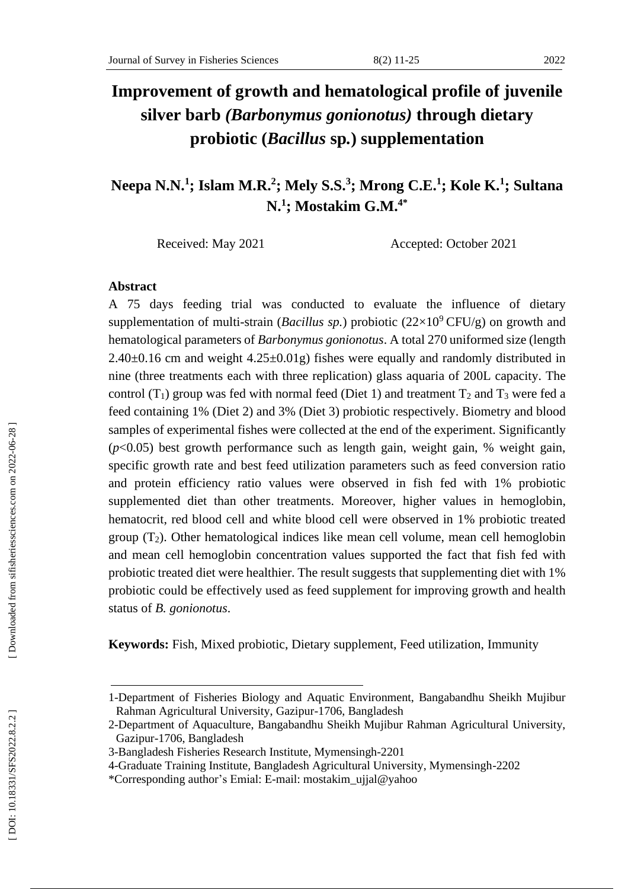# Improvement of growth and hematological profile of juvenile silver barb *(Barbonymus gonionotus)* through dietary probiotic (*Bacillus* sp.) supplementation

**Neepa N.N.[1]; Islam M.R.[2]; Mely S.S.[3]; Mrong C.E.[1]; Kole K.[1]; Sultana N.[1]; Mostakim G.M.[4*]**

Received: May 2021 Accepted: October 2021

## Abstract

A 75 days feeding trial was conducted to evaluate the influence of dietary supplementation of multi-strain (*Bacillus sp.*) probiotic ($22\times10^9$ CFU/g) on growth and hematological parameters of *Barbonymus gonionotus*. A total 270 uniformed size (length 2.40±0.16 cm and weight 4.25±0.01g) fishes were equally and randomly distributed in nine (three treatments each with three replication) glass aquaria of 200L capacity. The control ($T_1$) group was fed with normal feed (Diet 1) and treatment $T_2$ and $T_3$ were fed a feed containing 1% (Diet 2) and 3% (Diet 3) probiotic respectively. Biometry and blood samples of experimental fishes were collected at the end of the experiment. Significantly ($p$<0.05) best growth performance such as length gain, weight gain, % weight gain, specific growth rate and best feed utilization parameters such as feed conversion ratio and protein efficiency ratio values were observed in fish fed with 1% probiotic supplemented diet than other treatments. Moreover, higher values in hemoglobin, hematocrit, red blood cell and white blood cell were observed in 1% probiotic treated group ($T_2$). Other hematological indices like mean cell volume, mean cell hemoglobin and mean cell hemoglobin concentration values supported the fact that fish fed with probiotic treated diet were healthier. The result suggests that supplementing diet with 1% probiotic could be effectively used as feed supplement for improving growth and health status of *B. gonionotus*.

**Keywords:** Fish, Mixed probiotic, Dietary supplement, Feed utilization, Immunity

---

1-Department of Fisheries Biology and Aquatic Environment, Bangabandhu Sheikh Mujibur Rahman Agricultural University, Gazipur-1706, Bangladesh

2-Department of Aquaculture, Bangabandhu Sheikh Mujibur Rahman Agricultural University, Gazipur-1706, Bangladesh

3-Bangladesh Fisheries Research Institute, Mymensingh-2201

4-Graduate Training Institute, Bangladesh Agricultural University, Mymensingh-2202

*Corresponding author's Emial: E-mail: mostakim_ujjal@yahoo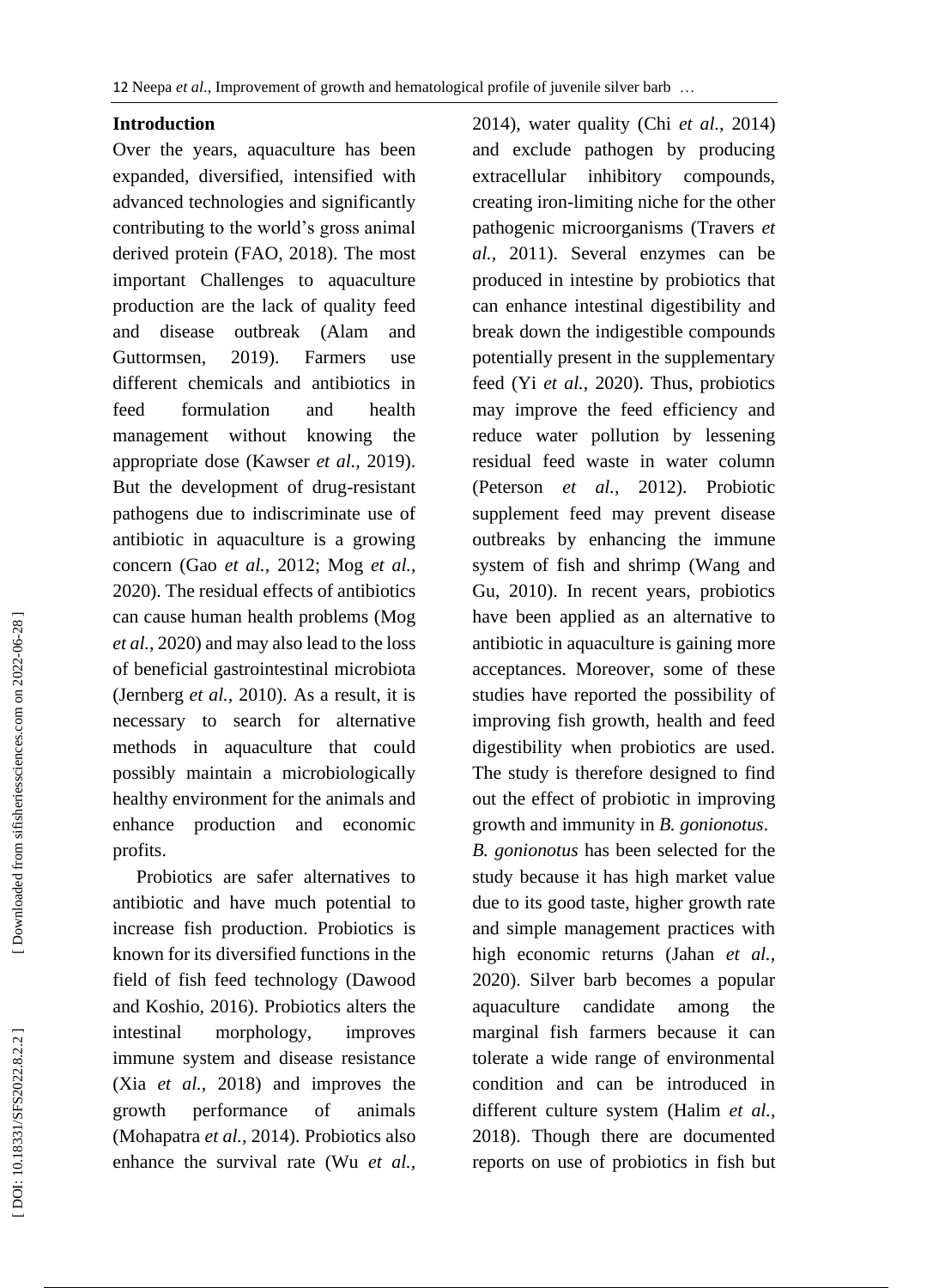## Introduction

Over the years, aquaculture has been expanded, diversified, intensified with advanced technologies and significantly contributing to the world's gross animal derived protein (FAO, 2018). The most important Challenges to aquaculture production are the lack of quality feed and disease outbreak (Alam and Guttormsen, 2019). Farmers use different chemicals and antibiotics in feed formulation and health management without knowing the appropriate dose (Kawser *et al.,* 2019). But the development of drug-resistant pathogens due to indiscriminate use of antibiotic in aquaculture is a growing concern (Gao *et al.,* 2012; Mog *et al.,* 2020). The residual effects of antibiotics can cause human health problems (Mog *et al.,* 2020) and may also lead to the loss of beneficial gastrointestinal microbiota (Jernberg *et al.,* 2010). As a result, it is necessary to search for alternative methods in aquaculture that could possibly maintain a microbiologically healthy environment for the animals and enhance production and economic profits.

Probiotics are safer alternatives to antibiotic and have much potential to increase fish production. Probiotics is known for its diversified functions in the field of fish feed technology (Dawood and Koshio, 2016). Probiotics alters the intestinal morphology, improves immune system and disease resistance (Xia *et al.,* 2018) and improves the growth performance of animals (Mohapatra *et al.,* 2014). Probiotics also enhance the survival rate (Wu *et al.,* 2014), water quality (Chi *et al.,* 2014) and exclude pathogen by producing extracellular inhibitory compounds, creating iron-limiting niche for the other pathogenic microorganisms (Travers *et al.,* 2011). Several enzymes can be produced in intestine by probiotics that can enhance intestinal digestibility and break down the indigestible compounds potentially present in the supplementary feed (Yi *et al.,* 2020). Thus, probiotics may improve the feed efficiency and reduce water pollution by lessening residual feed waste in water column (Peterson *et al.,* 2012). Probiotic supplement feed may prevent disease outbreaks by enhancing the immune system of fish and shrimp (Wang and Gu, 2010). In recent years, probiotics have been applied as an alternative to antibiotic in aquaculture is gaining more acceptances. Moreover, some of these studies have reported the possibility of improving fish growth, health and feed digestibility when probiotics are used. The study is therefore designed to find out the effect of probiotic in improving growth and immunity in *B. gonionotus*.

*B. gonionotus* has been selected for the study because it has high market value due to its good taste, higher growth rate and simple management practices with high economic returns (Jahan *et al.,* 2020). Silver barb becomes a popular aquaculture candidate among the marginal fish farmers because it can tolerate a wide range of environmental condition and can be introduced in different culture system (Halim *et al.,* 2018). Though there are documented reports on use of probiotics in fish but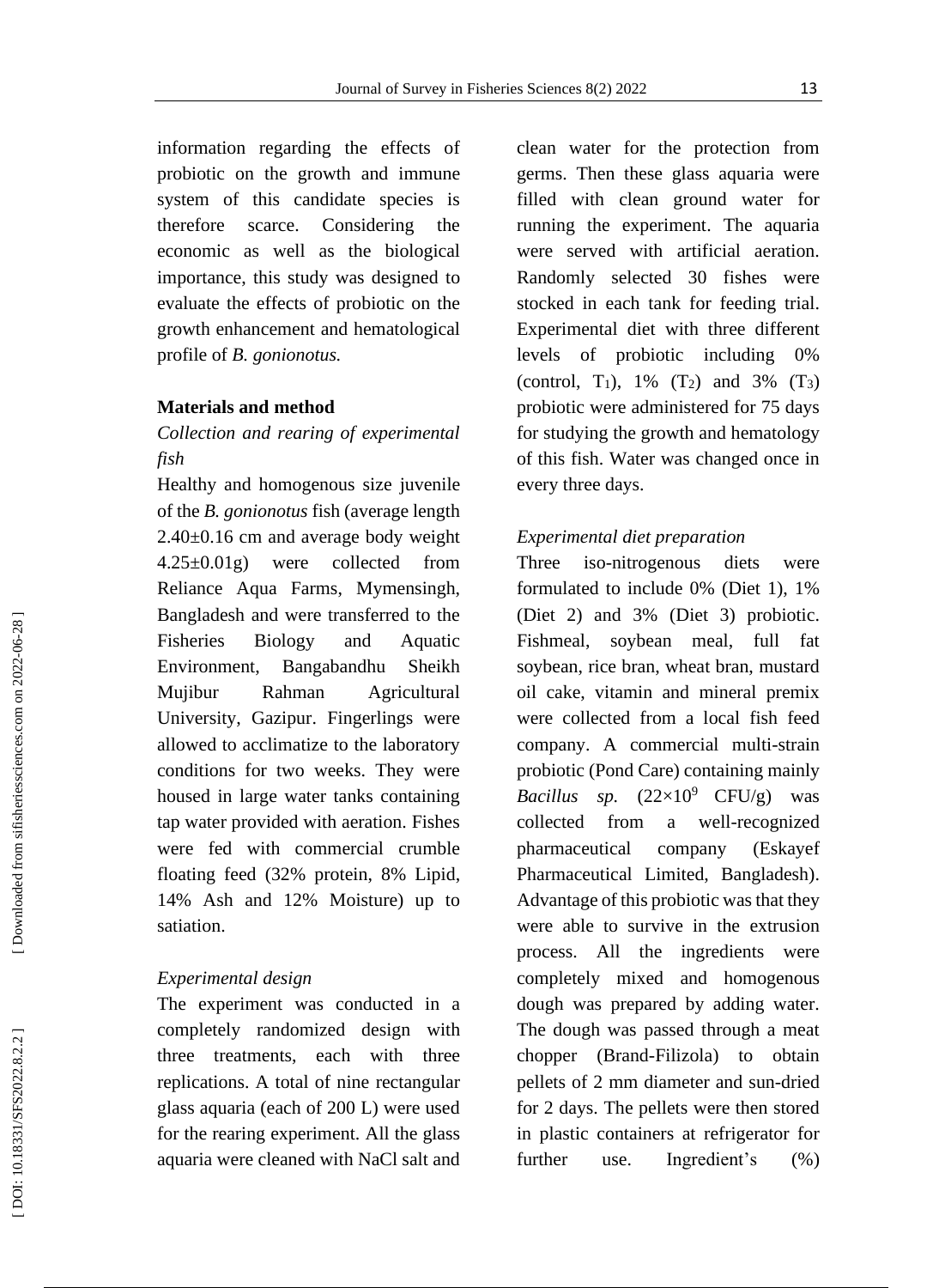information regarding the effects of probiotic on the growth and immune system of this candidate species is therefore scarce. Considering the economic as well as the biological importance, this study was designed to evaluate the effects of probiotic on the growth enhancement and hematological profile of *B. gonionotus.*

## Materials and method

### *Collection and rearing of experimental fish*

Healthy and homogenous size juvenile of the *B. gonionotus* fish (average length 2.40±0.16 cm and average body weight 4.25±0.01g) were collected from Reliance Aqua Farms, Mymensingh, Bangladesh and were transferred to the Fisheries Biology and Aquatic Environment, Bangabandhu Sheikh Mujibur Rahman Agricultural University, Gazipur. Fingerlings were allowed to acclimatize to the laboratory conditions for two weeks. They were housed in large water tanks containing tap water provided with aeration. Fishes were fed with commercial crumble floating feed (32% protein, 8% Lipid, 14% Ash and 12% Moisture) up to satiation.

### *Experimental design*

The experiment was conducted in a completely randomized design with three treatments, each with three replications. A total of nine rectangular glass aquaria (each of 200 L) were used for the rearing experiment. All the glass aquaria were cleaned with NaCl salt and clean water for the protection from germs. Then these glass aquaria were filled with clean ground water for running the experiment. The aquaria were served with artificial aeration. Randomly selected 30 fishes were stocked in each tank for feeding trial. Experimental diet with three different levels of probiotic including 0% (control, $T_1$), 1% ($T_2$) and 3% ($T_3$) probiotic were administered for 75 days for studying the growth and hematology of this fish. Water was changed once in every three days.

### *Experimental diet preparation*

Three iso-nitrogenous diets were formulated to include 0% (Diet 1), 1% (Diet 2) and 3% (Diet 3) probiotic. Fishmeal, soybean meal, full fat soybean, rice bran, wheat bran, mustard oil cake, vitamin and mineral premix were collected from a local fish feed company. A commercial multi-strain probiotic (Pond Care) containing mainly *Bacillus sp.* ($22\times10^9$ CFU/g) was collected from a well-recognized pharmaceutical company (Eskayef Pharmaceutical Limited, Bangladesh). Advantage of this probiotic was that they were able to survive in the extrusion process. All the ingredients were completely mixed and homogenous dough was prepared by adding water. The dough was passed through a meat chopper (Brand-Filizola) to obtain pellets of 2 mm diameter and sun-dried for 2 days. The pellets were then stored in plastic containers at refrigerator for further use. Ingredient's (%)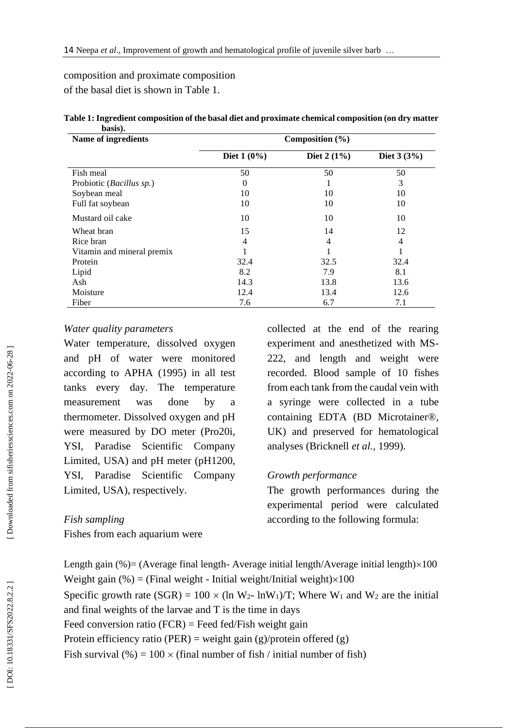composition and proximate composition of the basal diet is shown in Table 1.

**Table 1: Ingredient composition of the basal diet and proximate chemical composition (on dry matter basis).**

| Name of ingredients | Composition (%) | | |
|---|---|---|---|
| | Diet 1 (0%) | Diet 2 (1%) | Diet 3 (3%) |
| Fish meal | 50 | 50 | 50 |
| Probiotic (*Bacillus sp.*) | 0 | 1 | 3 |
| Soybean meal | 10 | 10 | 10 |
| Full fat soybean | 10 | 10 | 10 |
| Mustard oil cake | 10 | 10 | 10 |
| Wheat bran | 15 | 14 | 12 |
| Rice bran | 4 | 4 | 4 |
| Vitamin and mineral premix | 1 | 1 | 1 |
| Protein | 32.4 | 32.5 | 32.4 |
| Lipid | 8.2 | 7.9 | 8.1 |
| Ash | 14.3 | 13.8 | 13.6 |
| Moisture | 12.4 | 13.4 | 12.6 |
| Fiber | 7.6 | 6.7 | 7.1 |

*Water quality parameters*

Water temperature, dissolved oxygen and pH of water were monitored according to APHA (1995) in all test tanks every day. The temperature measurement was done by a thermometer. Dissolved oxygen and pH were measured by DO meter (Pro20i, YSI, Paradise Scientific Company Limited, USA) and pH meter (pH1200, YSI, Paradise Scientific Company Limited, USA), respectively.

*Fish sampling*

Fishes from each aquarium were collected at the end of the rearing experiment and anesthetized with MS-222, and length and weight were recorded. Blood sample of 10 fishes from each tank from the caudal vein with a syringe were collected in a tube containing EDTA (BD Microtainer®, UK) and preserved for hematological analyses (Bricknell *et al.*, 1999).

*Growth performance*

The growth performances during the experimental period were calculated according to the following formula:

Length gain (%)= (Average final length- Average initial length/Average initial length)$\times$100

Weight gain (%) = (Final weight - Initial weight/Initial weight)$\times$100

Specific growth rate (SGR) = 100 $\times$ (ln $W_2$- ln$W_1$)/T; Where $W_1$ and $W_2$ are the initial and final weights of the larvae and T is the time in days

Feed conversion ratio (FCR) = Feed fed/Fish weight gain

Protein efficiency ratio (PER) = weight gain (g)/protein offered (g)

Fish survival (%) = 100 $\times$ (final number of fish / initial number of fish)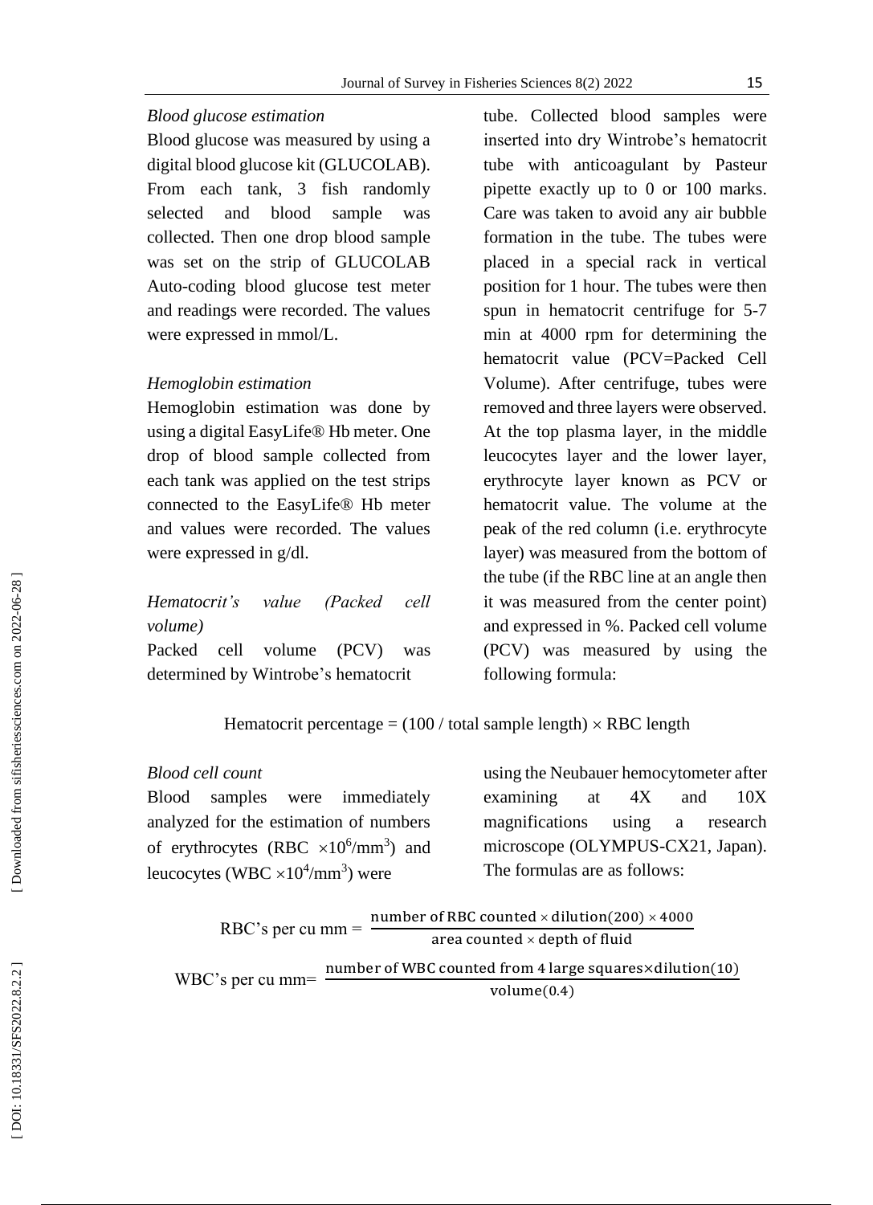*Blood glucose estimation*

Blood glucose was measured by using a digital blood glucose kit (GLUCOLAB). From each tank, 3 fish randomly selected and blood sample was collected. Then one drop blood sample was set on the strip of GLUCOLAB Auto-coding blood glucose test meter and readings were recorded. The values were expressed in mmol/L.

*Hemoglobin estimation*

Hemoglobin estimation was done by using a digital EasyLife® Hb meter. One drop of blood sample collected from each tank was applied on the test strips connected to the EasyLife® Hb meter and values were recorded. The values were expressed in g/dl.

*Hematocrit's value (Packed cell volume)*

Packed cell volume (PCV) was determined by Wintrobe's hematocrit tube. Collected blood samples were inserted into dry Wintrobe's hematocrit tube with anticoagulant by Pasteur pipette exactly up to 0 or 100 marks. Care was taken to avoid any air bubble formation in the tube. The tubes were placed in a special rack in vertical position for 1 hour. The tubes were then spun in hematocrit centrifuge for 5-7 min at 4000 rpm for determining the hematocrit value (PCV=Packed Cell Volume). After centrifuge, tubes were removed and three layers were observed. At the top plasma layer, in the middle leucocytes layer and the lower layer, erythrocyte layer known as PCV or hematocrit value. The volume at the peak of the red column (i.e. erythrocyte layer) was measured from the bottom of the tube (if the RBC line at an angle then it was measured from the center point) and expressed in %. Packed cell volume (PCV) was measured by using the following formula:

$$\text{Hematocrit percentage} = (100 / \text{total sample length}) \times \text{RBC length}$$

*Blood cell count*

Blood samples were immediately analyzed for the estimation of numbers of erythrocytes (RBC $\times 10^6/\text{mm}^3$) and leucocytes (WBC $\times 10^4/\text{mm}^3$) were using the Neubauer hemocytometer after examining at 4X and 10X magnifications using a research microscope (OLYMPUS-CX21, Japan). The formulas are as follows:

$$\text{RBC's per cu mm} = \frac{\text{number of RBC counted} \times \text{dilution}(200) \times 4000}{\text{area counted} \times \text{depth of fluid}}$$

$$\text{WBC's per cu mm} = \frac{\text{number of WBC counted from 4 large squares} \times \text{dilution}(10)}{\text{volume}(0.4)}$$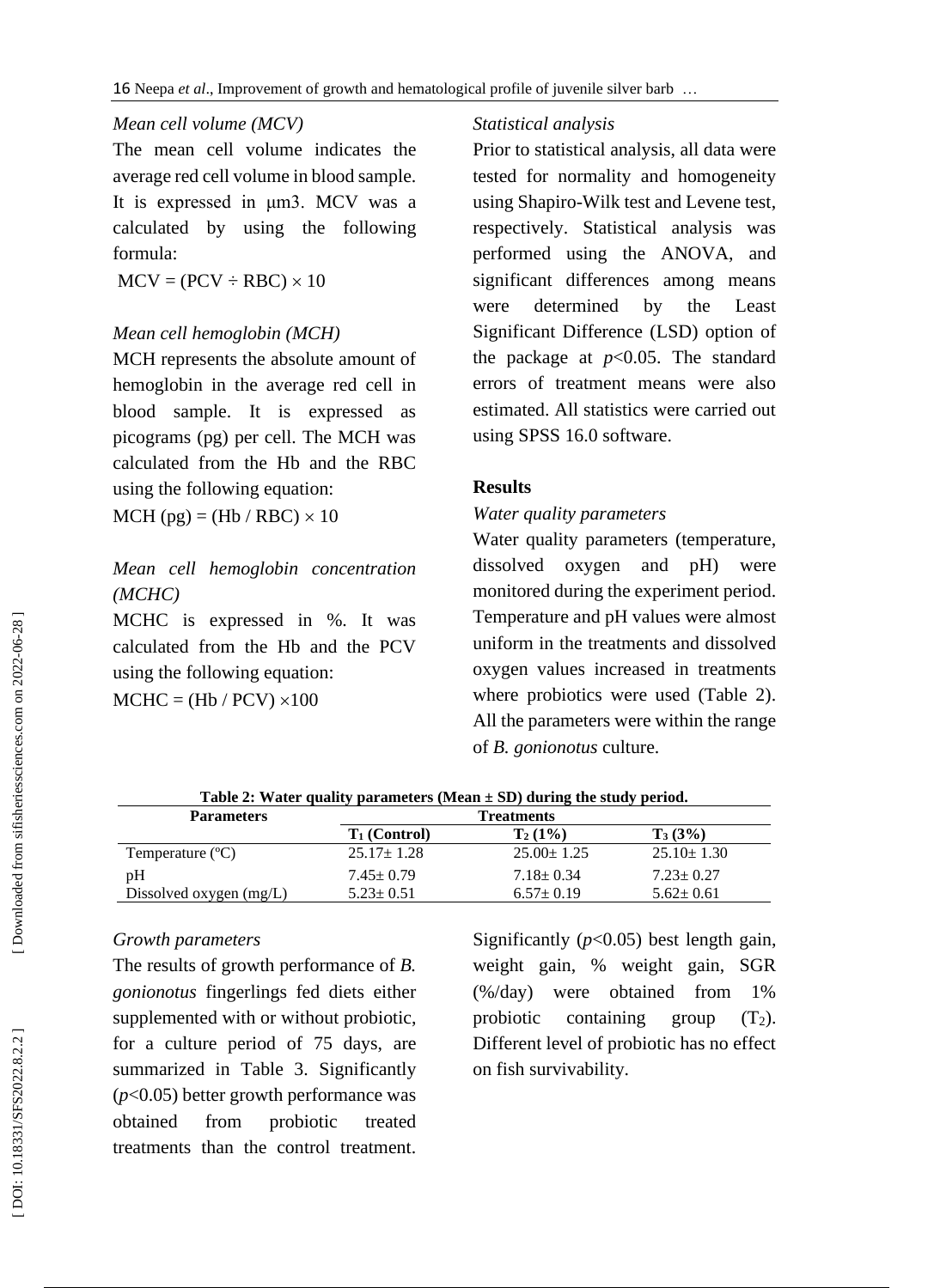*Mean cell volume (MCV)*

The mean cell volume indicates the average red cell volume in blood sample. It is expressed in μm3. MCV was a calculated by using the following formula:

$$MCV = (PCV \div RBC) \times 10$$

*Mean cell hemoglobin (MCH)*

MCH represents the absolute amount of hemoglobin in the average red cell in blood sample. It is expressed as picograms (pg) per cell. The MCH was calculated from the Hb and the RBC using the following equation:

$$MCH\ (pg) = (Hb / RBC) \times 10$$

*Mean cell hemoglobin concentration (MCHC)*

MCHC is expressed in %. It was calculated from the Hb and the PCV using the following equation:

$$MCHC = (Hb / PCV) \times 100$$

*Statistical analysis*

Prior to statistical analysis, all data were tested for normality and homogeneity using Shapiro-Wilk test and Levene test, respectively. Statistical analysis was performed using the ANOVA, and significant differences among means were determined by the Least Significant Difference (LSD) option of the package at $p<0.05$. The standard errors of treatment means were also estimated. All statistics were carried out using SPSS 16.0 software.

## Results

*Water quality parameters*

Water quality parameters (temperature, dissolved oxygen and pH) were monitored during the experiment period. Temperature and pH values were almost uniform in the treatments and dissolved oxygen values increased in treatments where probiotics were used (Table 2). All the parameters were within the range of *B. gonionotus* culture.

**Table 2: Water quality parameters (Mean ± SD) during the study period.**

| Parameters | Treatments | | |
|---|---|---|---|
| | $T_1$ (Control) | $T_2$ (1%) | $T_3$ (3%) |
| Temperature (ºC) | 25.17± 1.28 | 25.00± 1.25 | 25.10± 1.30 |
| pH | 7.45± 0.79 | 7.18± 0.34 | 7.23± 0.27 |
| Dissolved oxygen (mg/L) | 5.23± 0.51 | 6.57± 0.19 | 5.62± 0.61 |

*Growth parameters*

The results of growth performance of *B. gonionotus* fingerlings fed diets either supplemented with or without probiotic, for a culture period of 75 days, are summarized in Table 3. Significantly ($p<0.05$) better growth performance was obtained from probiotic treated treatments than the control treatment. Significantly ($p<0.05$) best length gain, weight gain, % weight gain, SGR (%/day) were obtained from 1% probiotic containing group ($T_2$). Different level of probiotic has no effect on fish survivability.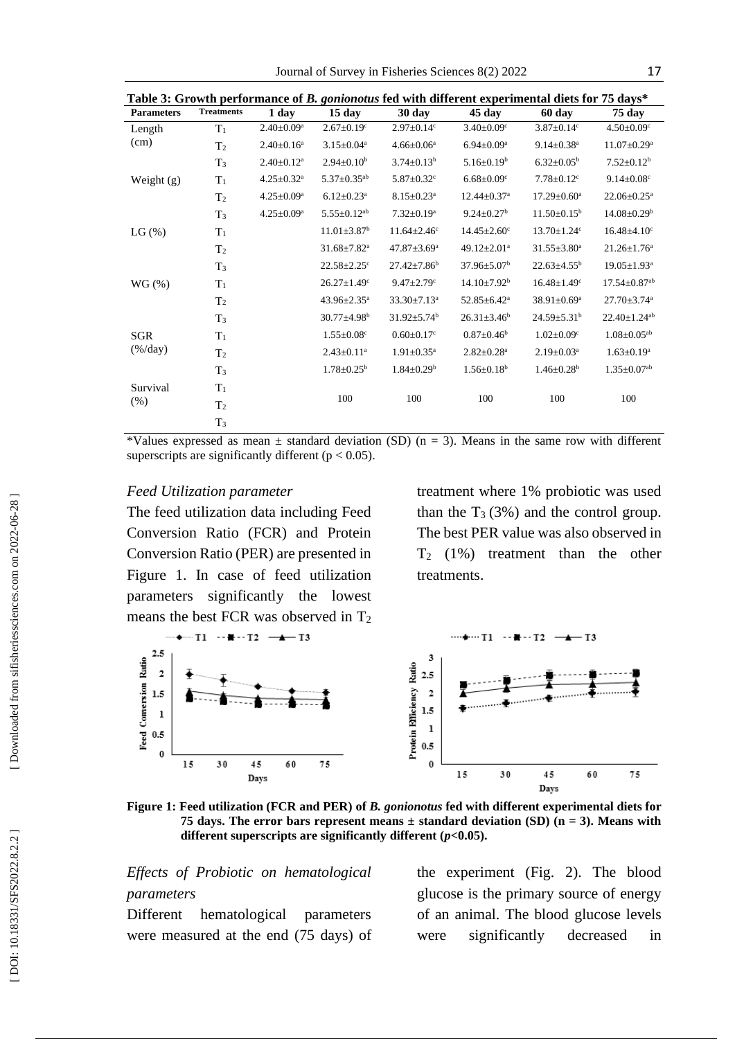**Table 3: Growth performance of *B. gonionotus* fed with different experimental diets for 75 days***

| Parameters | Treatments | 1 day | 15 day | 30 day | 45 day | 60 day | 75 day |
|---|---|---|---|---|---|---|---|
| Length (cm) | $T_1$ | $2.40 \pm 0.09^a$ | $2.67 \pm 0.19^c$ | $2.97 \pm 0.14^c$ | $3.40 \pm 0.09^c$ | $3.87 \pm 0.14^c$ | $4.50 \pm 0.09^c$ |
| | $T_2$ | $2.40 \pm 0.16^a$ | $3.15 \pm 0.04^a$ | $4.66 \pm 0.06^a$ | $6.94 \pm 0.09^a$ | $9.14 \pm 0.38^a$ | $11.07 \pm 0.29^a$ |
| | $T_3$ | $2.40 \pm 0.12^a$ | $2.94 \pm 0.10^b$ | $3.74 \pm 0.13^b$ | $5.16 \pm 0.19^b$ | $6.32 \pm 0.05^b$ | $7.52 \pm 0.12^b$ |
| Weight (g) | $T_1$ | $4.25 \pm 0.32^a$ | $5.37 \pm 0.35^{ab}$ | $5.87 \pm 0.32^c$ | $6.68 \pm 0.09^c$ | $7.78 \pm 0.12^c$ | $9.14 \pm 0.08^c$ |
| | $T_2$ | $4.25 \pm 0.09^a$ | $6.12 \pm 0.23^a$ | $8.15 \pm 0.23^a$ | $12.44 \pm 0.37^a$ | $17.29 \pm 0.60^a$ | $22.06 \pm 0.25^a$ |
| | $T_3$ | $4.25 \pm 0.09^a$ | $5.55 \pm 0.12^{ab}$ | $7.32 \pm 0.19^a$ | $9.24 \pm 0.27^b$ | $11.50 \pm 0.15^b$ | $14.08 \pm 0.29^b$ |
| LG (%) | $T_1$ | | $11.01 \pm 3.87^b$ | $11.64 \pm 2.46^c$ | $14.45 \pm 2.60^c$ | $13.70 \pm 1.24^c$ | $16.48 \pm 4.10^c$ |
| | $T_2$ | | $31.68 \pm 7.82^a$ | $47.87 \pm 3.69^a$ | $49.12 \pm 2.01^a$ | $31.55 \pm 3.80^a$ | $21.26 \pm 1.76^a$ |
| | $T_3$ | | $22.58 \pm 2.25^c$ | $27.42 \pm 7.86^b$ | $37.96 \pm 5.07^b$ | $22.63 \pm 4.55^b$ | $19.05 \pm 1.93^a$ |
| WG (%) | $T_1$ | | $26.27 \pm 1.49^c$ | $9.47 \pm 2.79^c$ | $14.10 \pm 7.92^b$ | $16.48 \pm 1.49^c$ | $17.54 \pm 0.87^{ab}$ |
| | $T_2$ | | $43.96 \pm 2.35^a$ | $33.30 \pm 7.13^a$ | $52.85 \pm 6.42^a$ | $38.91 \pm 0.69^a$ | $27.70 \pm 3.74^a$ |
| | $T_3$ | | $30.77 \pm 4.98^b$ | $31.92 \pm 5.74^b$ | $26.31 \pm 3.46^b$ | $24.59 \pm 5.31^b$ | $22.40 \pm 1.24^{ab}$ |
| SGR (%/day) | $T_1$ | | $1.55 \pm 0.08^c$ | $0.60 \pm 0.17^c$ | $0.87 \pm 0.46^b$ | $1.02 \pm 0.09^c$ | $1.08 \pm 0.05^{ab}$ |
| | $T_2$ | | $2.43 \pm 0.11^a$ | $1.91 \pm 0.35^a$ | $2.82 \pm 0.28^a$ | $2.19 \pm 0.03^a$ | $1.63 \pm 0.19^a$ |
| | $T_3$ | | $1.78 \pm 0.25^b$ | $1.84 \pm 0.29^b$ | $1.56 \pm 0.18^b$ | $1.46 \pm 0.28^b$ | $1.35 \pm 0.07^{ab}$ |
| Survival (%) | $T_1$ | | 100 | 100 | 100 | 100 | 100 |
| | $T_2$ | | | | | | |
| | $T_3$ | | | | | | |

*Values expressed as mean ± standard deviation (SD) (n = 3). Means in the same row with different superscripts are significantly different ($p < 0.05$).

*Feed Utilization parameter*

The feed utilization data including Feed Conversion Ratio (FCR) and Protein Conversion Ratio (PER) are presented in Figure 1. In case of feed utilization parameters significantly the lowest means the best FCR was observed in $T_2$ treatment where 1% probiotic was used than the $T_3$ (3%) and the control group. The best PER value was also observed in $T_2$ (1%) treatment than the other treatments.

T1 T2 T3
Feed Conversion Ratio
2.5
2
1.5
1
0.5
0
15 30 45 60 75
Days

T1 T2 T3
Protein Efficiency Ratio
3
2.5
2
1.5
1
0.5
0
15 30 45 60 75
Days

**Figure 1: Feed utilization (FCR and PER) of *B. gonionotus* fed with different experimental diets for 75 days. The error bars represent means ± standard deviation (SD) (n = 3). Means with different superscripts are significantly different ($p<0.05$).**

*Effects of Probiotic on hematological parameters*

Different hematological parameters were measured at the end (75 days) of the experiment (Fig. 2). The blood glucose is the primary source of energy of an animal. The blood glucose levels were significantly decreased in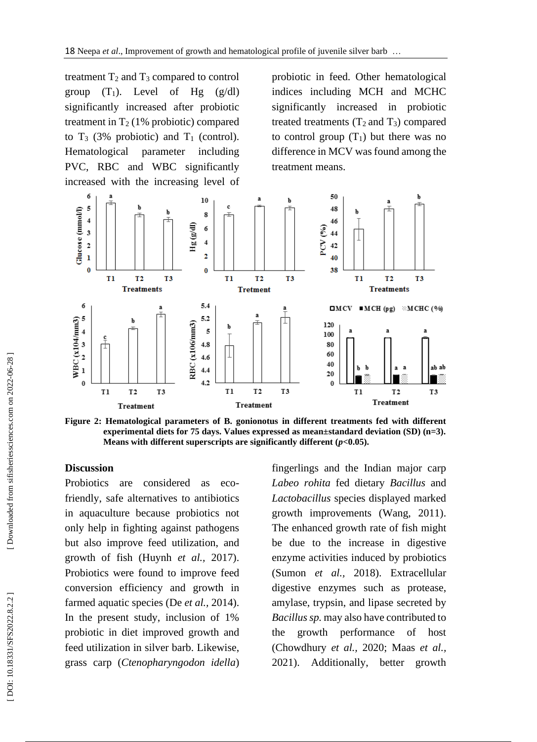treatment $T_2$ and $T_3$ compared to control group ($T_1$). Level of Hg (g/dl) significantly increased after probiotic treatment in $T_2$ (1% probiotic) compared to $T_3$ (3% probiotic) and $T_1$ (control). Hematological parameter including PVC, RBC and WBC significantly increased with the increasing level of probiotic in feed. Other hematological indices including MCH and MCHC significantly increased in probiotic treated treatments ($T_2$ and $T_3$) compared to control group ($T_1$) but there was no difference in MCV was found among the treatment means.

**Figure 2: Hematological parameters of B. gonionotus in different treatments fed with different experimental diets for 75 days. Values expressed as mean±standard deviation (SD) (n=3). Means with different superscripts are significantly different (*p*<0.05).**

## Discussion

Probiotics are considered as eco-friendly, safe alternatives to antibiotics in aquaculture because probiotics not only help in fighting against pathogens but also improve feed utilization, and growth of fish (Huynh *et al.*, 2017). Probiotics were found to improve feed conversion efficiency and growth in farmed aquatic species (De *et al.*, 2014). In the present study, inclusion of 1% probiotic in diet improved growth and feed utilization in silver barb. Likewise, grass carp (*Ctenopharyngodon idella*) fingerlings and the Indian major carp *Labeo rohita* fed dietary *Bacillus* and *Lactobacillus* species displayed marked growth improvements (Wang, 2011). The enhanced growth rate of fish might be due to the increase in digestive enzyme activities induced by probiotics (Sumon *et al.*, 2018). Extracellular digestive enzymes such as protease, amylase, trypsin, and lipase secreted by *Bacillus sp.* may also have contributed to the growth performance of host (Chowdhury *et al.*, 2020; Maas *et al.*, 2021). Additionally, better growth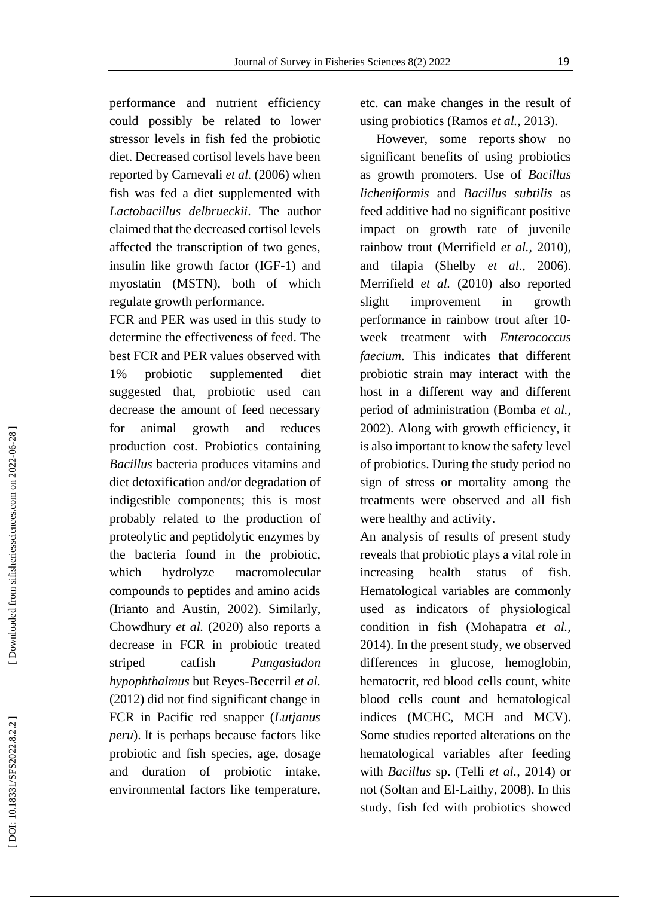performance and nutrient efficiency could possibly be related to lower stressor levels in fish fed the probiotic diet. Decreased cortisol levels have been reported by Carnevali *et al.* (2006) when fish was fed a diet supplemented with *Lactobacillus delbrueckii*. The author claimed that the decreased cortisol levels affected the transcription of two genes, insulin like growth factor (IGF-1) and myostatin (MSTN), both of which regulate growth performance.

FCR and PER was used in this study to determine the effectiveness of feed. The best FCR and PER values observed with 1% probiotic supplemented diet suggested that, probiotic used can decrease the amount of feed necessary for animal growth and reduces production cost. Probiotics containing *Bacillus* bacteria produces vitamins and diet detoxification and/or degradation of indigestible components; this is most probably related to the production of proteolytic and peptidolytic enzymes by the bacteria found in the probiotic, which hydrolyze macromolecular compounds to peptides and amino acids (Irianto and Austin, 2002). Similarly, Chowdhury *et al.* (2020) also reports a decrease in FCR in probiotic treated striped catfish *Pungasiadon hypophthalmus* but Reyes-Becerril *et al.* (2012) did not find significant change in FCR in Pacific red snapper (*Lutjanus peru*). It is perhaps because factors like probiotic and fish species, age, dosage and duration of probiotic intake, environmental factors like temperature, etc. can make changes in the result of using probiotics (Ramos *et al.,* 2013).

However, some reports show no significant benefits of using probiotics as growth promoters. Use of *Bacillus licheniformis* and *Bacillus subtilis* as feed additive had no significant positive impact on growth rate of juvenile rainbow trout (Merrifield *et al.,* 2010), and tilapia (Shelby *et al.,* 2006). Merrifield *et al.* (2010) also reported slight improvement in growth performance in rainbow trout after 10-week treatment with *Enterococcus faecium*. This indicates that different probiotic strain may interact with the host in a different way and different period of administration (Bomba *et al.,* 2002). Along with growth efficiency, it is also important to know the safety level of probiotics. During the study period no sign of stress or mortality among the treatments were observed and all fish were healthy and activity.

An analysis of results of present study reveals that probiotic plays a vital role in increasing health status of fish. Hematological variables are commonly used as indicators of physiological condition in fish (Mohapatra *et al.,* 2014). In the present study, we observed differences in glucose, hemoglobin, hematocrit, red blood cells count, white blood cells count and hematological indices (MCHC, MCH and MCV). Some studies reported alterations on the hematological variables after feeding with *Bacillus* sp. (Telli *et al.,* 2014) or not (Soltan and El-Laithy, 2008). In this study, fish fed with probiotics showed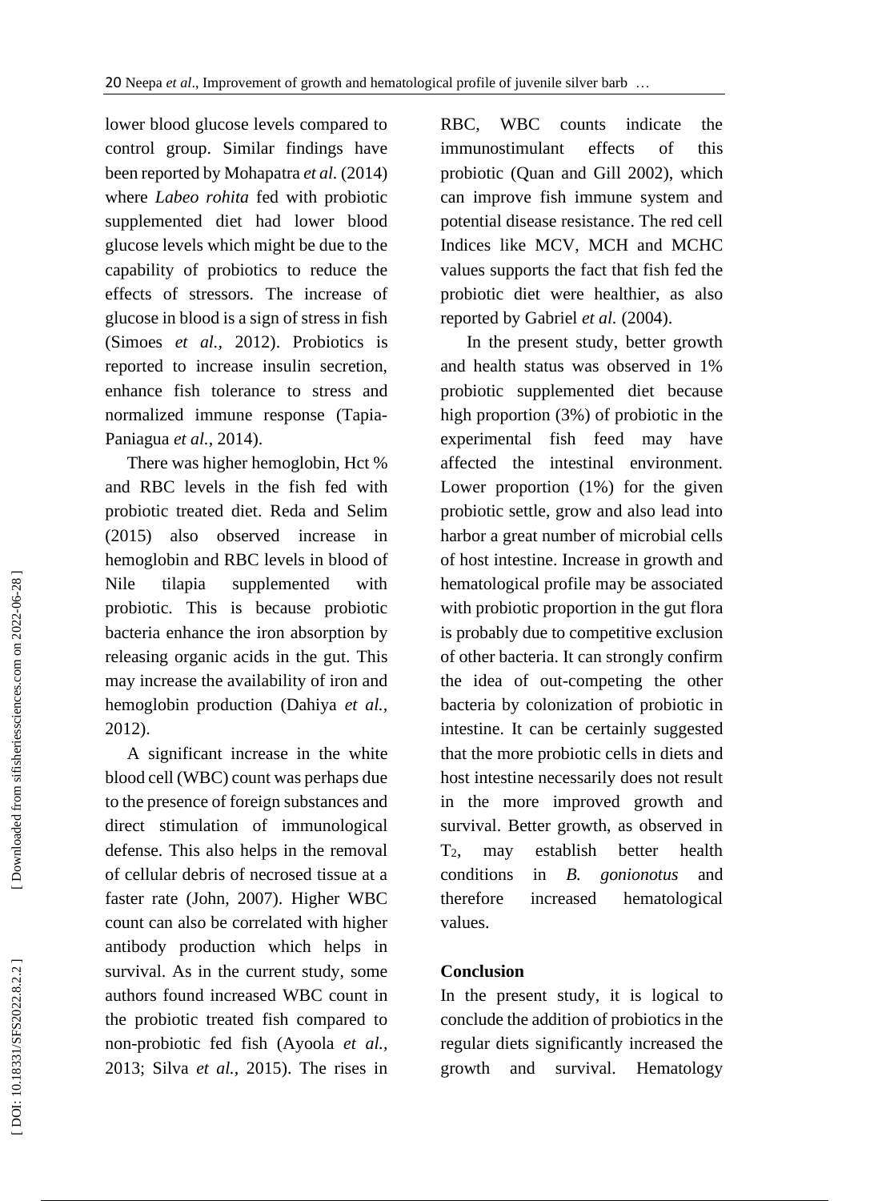lower blood glucose levels compared to control group. Similar findings have been reported by Mohapatra *et al.* (2014) where *Labeo rohita* fed with probiotic supplemented diet had lower blood glucose levels which might be due to the capability of probiotics to reduce the effects of stressors. The increase of glucose in blood is a sign of stress in fish (Simoes *et al.,* 2012). Probiotics is reported to increase insulin secretion, enhance fish tolerance to stress and normalized immune response (Tapia-Paniagua *et al.*, 2014).

There was higher hemoglobin, Hct % and RBC levels in the fish fed with probiotic treated diet. Reda and Selim (2015) also observed increase in hemoglobin and RBC levels in blood of Nile tilapia supplemented with probiotic. This is because probiotic bacteria enhance the iron absorption by releasing organic acids in the gut. This may increase the availability of iron and hemoglobin production (Dahiya *et al.,* 2012).

A significant increase in the white blood cell (WBC) count was perhaps due to the presence of foreign substances and direct stimulation of immunological defense. This also helps in the removal of cellular debris of necrosed tissue at a faster rate (John, 2007). Higher WBC count can also be correlated with higher antibody production which helps in survival. As in the current study, some authors found increased WBC count in the probiotic treated fish compared to non-probiotic fed fish (Ayoola *et al.*, 2013; Silva *et al.*, 2015). The rises in RBC, WBC counts indicate the immunostimulant effects of this probiotic (Quan and Gill 2002), which can improve fish immune system and potential disease resistance. The red cell Indices like MCV, MCH and MCHC values supports the fact that fish fed the probiotic diet were healthier, as also reported by Gabriel *et al.* (2004).

In the present study, better growth and health status was observed in 1% probiotic supplemented diet because high proportion (3%) of probiotic in the experimental fish feed may have affected the intestinal environment. Lower proportion (1%) for the given probiotic settle, grow and also lead into harbor a great number of microbial cells of host intestine. Increase in growth and hematological profile may be associated with probiotic proportion in the gut flora is probably due to competitive exclusion of other bacteria. It can strongly confirm the idea of out-competing the other bacteria by colonization of probiotic in intestine. It can be certainly suggested that the more probiotic cells in diets and host intestine necessarily does not result in the more improved growth and survival. Better growth, as observed in $T_2$, may establish better health conditions in *B. gonionotus* and therefore increased hematological values.

**Conclusion**

In the present study, it is logical to conclude the addition of probiotics in the regular diets significantly increased the growth and survival. Hematology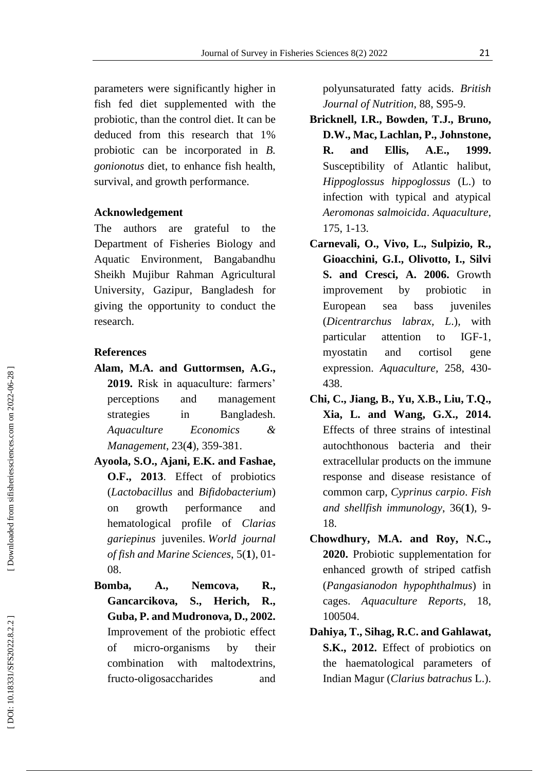parameters were significantly higher in fish fed diet supplemented with the probiotic, than the control diet. It can be deduced from this research that 1% probiotic can be incorporated in *B. gonionotus* diet, to enhance fish health, survival, and growth performance.

## Acknowledgement

The authors are grateful to the Department of Fisheries Biology and Aquatic Environment, Bangabandhu Sheikh Mujibur Rahman Agricultural University, Gazipur, Bangladesh for giving the opportunity to conduct the research.

## References

**Alam, M.A. and Guttormsen, A.G., 2019.** Risk in aquaculture: farmers' perceptions and management strategies in Bangladesh. *Aquaculture Economics & Management*, 23(**4**), 359-381.

**Ayoola, S.O., Ajani, E.K. and Fashae, O.F., 2013**. Effect of probiotics (*Lactobacillus* and *Bifidobacterium*) on growth performance and hematological profile of *Clarias gariepinus* juveniles. *World journal of fish and Marine Sciences*, 5(**1**), 01-08.

**Bomba, A., Nemcova, R., Gancarcikova, S., Herich, R., Guba, P. and Mudronova, D., 2002.** Improvement of the probiotic effect of micro-organisms by their combination with maltodextrins, fructo-oligosaccharides and polyunsaturated fatty acids. *British Journal of Nutrition*, 88, S95-9.

**Bricknell, I.R., Bowden, T.J., Bruno, D.W., Mac, Lachlan, P., Johnstone, R. and Ellis, A.E., 1999.** Susceptibility of Atlantic halibut, *Hippoglossus hippoglossus* (L.) to infection with typical and atypical *Aeromonas salmoicida*. *Aquaculture*, 175, 1-13.

**Carnevali, O., Vivo, L., Sulpizio, R., Gioacchini, G.I., Olivotto, I., Silvi S. and Cresci, A. 2006.** Growth improvement by probiotic in European sea bass juveniles (*Dicentrarchus labrax, L.*), with particular attention to IGF-1, myostatin and cortisol gene expression. *Aquaculture*, 258, 430-438.

**Chi, C., Jiang, B., Yu, X.B., Liu, T.Q., Xia, L. and Wang, G.X., 2014.** Effects of three strains of intestinal autochthonous bacteria and their extracellular products on the immune response and disease resistance of common carp, *Cyprinus carpio*. *Fish and shellfish immunology*, 36(**1**), 9-18.

**Chowdhury, M.A. and Roy, N.C., 2020.** Probiotic supplementation for enhanced growth of striped catfish (*Pangasianodon hypophthalmus*) in cages. *Aquaculture Reports*, 18, 100504.

**Dahiya, T., Sihag, R.C. and Gahlawat, S.K., 2012.** Effect of probiotics on the haematological parameters of Indian Magur (*Clarius batrachus* L.).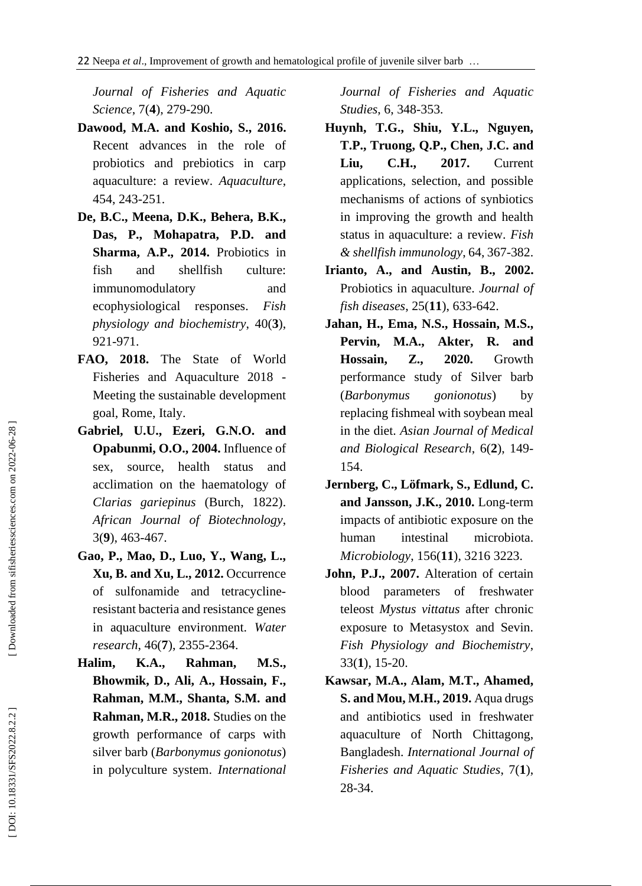*Journal of Fisheries and Aquatic Science*, 7(**4**), 279-290.

**Dawood, M.A. and Koshio, S., 2016.** Recent advances in the role of probiotics and prebiotics in carp aquaculture: a review. *Aquaculture*, 454, 243-251.

**De, B.C., Meena, D.K., Behera, B.K., Das, P., Mohapatra, P.D. and Sharma, A.P., 2014.** Probiotics in fish and shellfish culture: immunomodulatory and ecophysiological responses. *Fish physiology and biochemistry*, 40(**3**), 921-971.

**FAO, 2018.** The State of World Fisheries and Aquaculture 2018 - Meeting the sustainable development goal, Rome, Italy.

**Gabriel, U.U., Ezeri, G.N.O. and Opabunmi, O.O., 2004.** Influence of sex, source, health status and acclimation on the haematology of *Clarias gariepinus* (Burch, 1822). *African Journal of Biotechnology*, 3(**9**), 463-467.

**Gao, P., Mao, D., Luo, Y., Wang, L., Xu, B. and Xu, L., 2012.** Occurrence of sulfonamide and tetracycline-resistant bacteria and resistance genes in aquaculture environment. *Water research*, 46(**7**), 2355-2364.

**Halim, K.A., Rahman, M.S., Bhowmik, D., Ali, A., Hossain, F., Rahman, M.M., Shanta, S.M. and Rahman, M.R., 2018.** Studies on the growth performance of carps with silver barb (*Barbonymus gonionotus*) in polyculture system. *International Journal of Fisheries and Aquatic Studies*, 6, 348-353.

**Huynh, T.G., Shiu, Y.L., Nguyen, T.P., Truong, Q.P., Chen, J.C. and Liu, C.H., 2017.** Current applications, selection, and possible mechanisms of actions of synbiotics in improving the growth and health status in aquaculture: a review. *Fish & shellfish immunology*, 64, 367-382.

**Irianto, A., and Austin, B., 2002.** Probiotics in aquaculture. *Journal of fish diseases*, 25(**11**), 633-642.

**Jahan, H., Ema, N.S., Hossain, M.S., Pervin, M.A., Akter, R. and Hossain, Z., 2020.** Growth performance study of Silver barb (*Barbonymus gonionotus*) by replacing fishmeal with soybean meal in the diet. *Asian Journal of Medical and Biological Research*, 6(**2**), 149-154.

**Jernberg, C., Löfmark, S., Edlund, C. and Jansson, J.K., 2010.** Long-term impacts of antibiotic exposure on the human intestinal microbiota. *Microbiology*, 156(**11**), 3216 3223.

**John, P.J., 2007.** Alteration of certain blood parameters of freshwater teleost *Mystus vittatus* after chronic exposure to Metasystox and Sevin. *Fish Physiology and Biochemistry*, 33(**1**), 15-20.

**Kawsar, M.A., Alam, M.T., Ahamed, S. and Mou, M.H., 2019.** Aqua drugs and antibiotics used in freshwater aquaculture of North Chittagong, Bangladesh. *International Journal of Fisheries and Aquatic Studies*, 7(**1**), 28-34.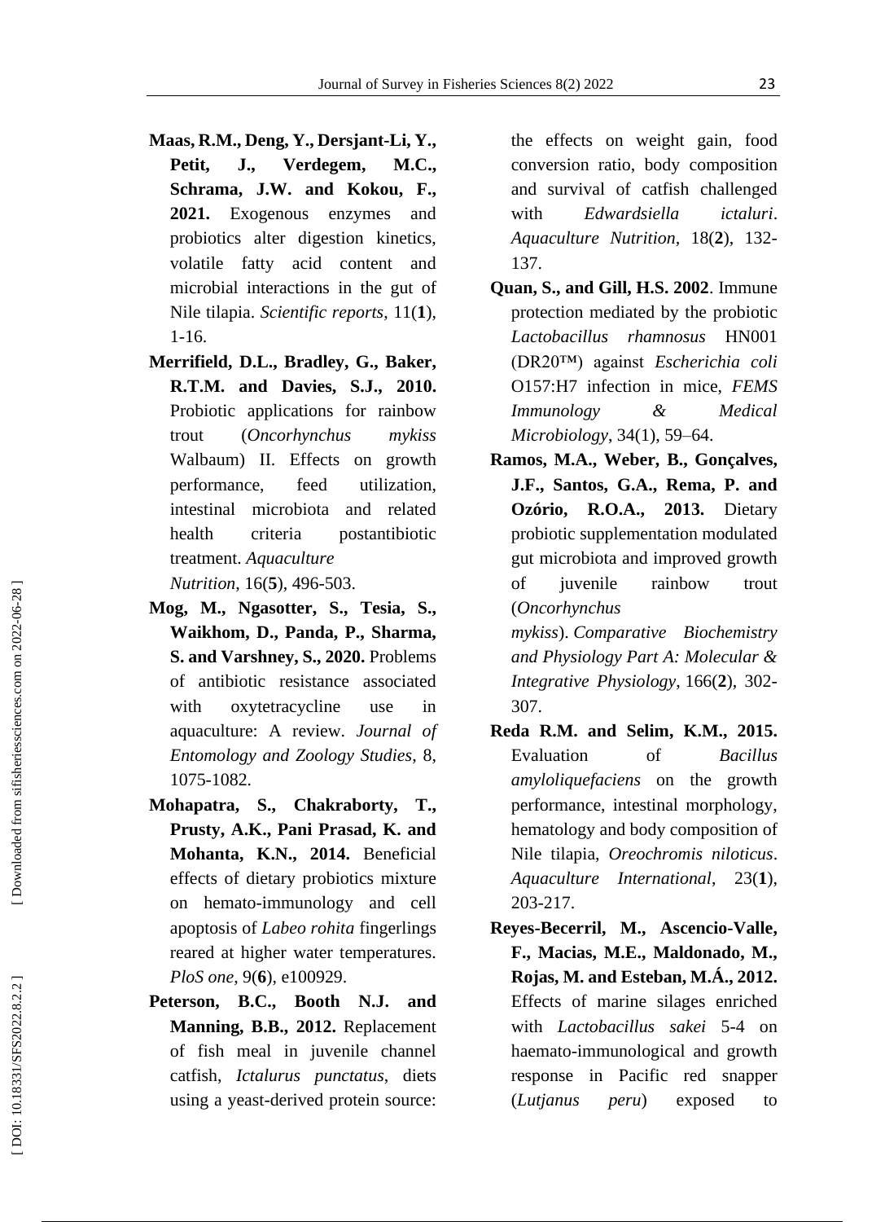**Maas, R.M., Deng, Y., Dersjant-Li, Y., Petit, J., Verdegem, M.C., Schrama, J.W. and Kokou, F., 2021.** Exogenous enzymes and probiotics alter digestion kinetics, volatile fatty acid content and microbial interactions in the gut of Nile tilapia. *Scientific reports*, 11(**1**), 1-16.

**Merrifield, D.L., Bradley, G., Baker, R.T.M. and Davies, S.J., 2010.** Probiotic applications for rainbow trout (*Oncorhynchus mykiss* Walbaum) II. Effects on growth performance, feed utilization, intestinal microbiota and related health criteria postantibiotic treatment. *Aquaculture Nutrition*, 16(**5**), 496-503.

**Mog, M., Ngasotter, S., Tesia, S., Waikhom, D., Panda, P., Sharma, S. and Varshney, S., 2020.** Problems of antibiotic resistance associated with oxytetracycline use in aquaculture: A review. *Journal of Entomology and Zoology Studies*, 8, 1075-1082.

**Mohapatra, S., Chakraborty, T., Prusty, A.K., Pani Prasad, K. and Mohanta, K.N., 2014.** Beneficial effects of dietary probiotics mixture on hemato-immunology and cell apoptosis of *Labeo rohita* fingerlings reared at higher water temperatures. *PloS one*, 9(**6**), e100929.

**Peterson, B.C., Booth N.J. and Manning, B.B., 2012.** Replacement of fish meal in juvenile channel catfish, *Ictalurus punctatus*, diets using a yeast-derived protein source: the effects on weight gain, food conversion ratio, body composition and survival of catfish challenged with *Edwardsiella ictaluri*. *Aquaculture Nutrition*, 18(**2**), 132-137.

**Quan, S., and Gill, H.S. 2002**. Immune protection mediated by the probiotic *Lactobacillus rhamnosus* HN001 (DR20™) against *Escherichia coli* O157:H7 infection in mice, *FEMS Immunology & Medical Microbiology*, 34(1), 59–64.

**Ramos, M.A., Weber, B., Gonçalves, J.F., Santos, G.A., Rema, P. and Ozório, R.O.A., 2013.** Dietary probiotic supplementation modulated gut microbiota and improved growth of juvenile rainbow trout (*Oncorhynchus mykiss*). *Comparative Biochemistry and Physiology Part A: Molecular & Integrative Physiology*, 166(**2**), 302-307.

**Reda R.M. and Selim, K.M., 2015.** Evaluation of *Bacillus amyloliquefaciens* on the growth performance, intestinal morphology, hematology and body composition of Nile tilapia, *Oreochromis niloticus*. *Aquaculture International*, 23(**1**), 203-217.

**Reyes-Becerril, M., Ascencio-Valle, F., Macias, M.E., Maldonado, M., Rojas, M. and Esteban, M.Á., 2012.** Effects of marine silages enriched with *Lactobacillus sakei* 5-4 on haemato-immunological and growth response in Pacific red snapper (*Lutjanus peru*) exposed to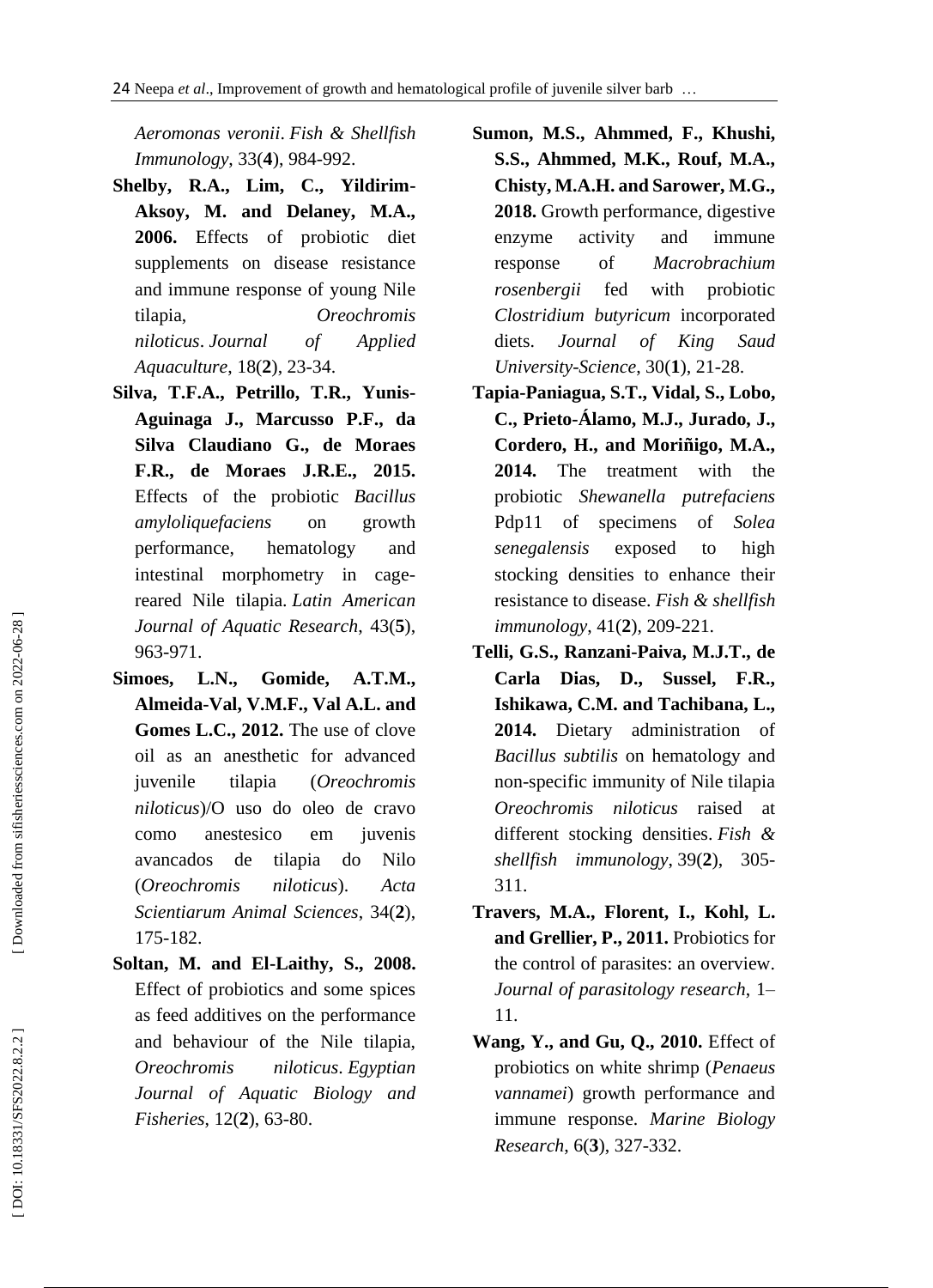*Aeromonas veronii*. *Fish & Shellfish Immunology*, 33(**4**), 984-992.

**Shelby, R.A., Lim, C., Yildirim-Aksoy, M. and Delaney, M.A., 2006.** Effects of probiotic diet supplements on disease resistance and immune response of young Nile tilapia, *Oreochromis niloticus*. *Journal of Applied Aquaculture*, 18(**2**), 23-34.

**Silva, T.F.A., Petrillo, T.R., Yunis-Aguinaga J., Marcusso P.F., da Silva Claudiano G., de Moraes F.R., de Moraes J.R.E., 2015.** Effects of the probiotic *Bacillus amyloliquefaciens* on growth performance, hematology and intestinal morphometry in cage-reared Nile tilapia. *Latin American Journal of Aquatic Research*, 43(**5**), 963-971.

**Simoes, L.N., Gomide, A.T.M., Almeida-Val, V.M.F., Val A.L. and Gomes L.C., 2012.** The use of clove oil as an anesthetic for advanced juvenile tilapia (*Oreochromis niloticus*)/O uso do oleo de cravo como anestesico em juvenis avancados de tilapia do Nilo (*Oreochromis niloticus*). *Acta Scientiarum Animal Sciences*, 34(**2**), 175-182.

**Soltan, M. and El-Laithy, S., 2008.** Effect of probiotics and some spices as feed additives on the performance and behaviour of the Nile tilapia, *Oreochromis niloticus*. *Egyptian Journal of Aquatic Biology and Fisheries*, 12(**2**), 63-80.

**Sumon, M.S., Ahmmed, F., Khushi, S.S., Ahmmed, M.K., Rouf, M.A., Chisty, M.A.H. and Sarower, M.G., 2018.** Growth performance, digestive enzyme activity and immune response of *Macrobrachium rosenbergii* fed with probiotic *Clostridium butyricum* incorporated diets. *Journal of King Saud University-Science*, 30(**1**), 21-28.

**Tapia-Paniagua, S.T., Vidal, S., Lobo, C., Prieto-Álamo, M.J., Jurado, J., Cordero, H., and Moriñigo, M.A., 2014.** The treatment with the probiotic *Shewanella putrefaciens* Pdp11 of specimens of *Solea senegalensis* exposed to high stocking densities to enhance their resistance to disease. *Fish & shellfish immunology*, 41(**2**), 209-221.

**Telli, G.S., Ranzani-Paiva, M.J.T., de Carla Dias, D., Sussel, F.R., Ishikawa, C.M. and Tachibana, L., 2014.** Dietary administration of *Bacillus subtilis* on hematology and non-specific immunity of Nile tilapia *Oreochromis niloticus* raised at different stocking densities. *Fish & shellfish immunology*, 39(**2**), 305-311.

**Travers, M.A., Florent, I., Kohl, L. and Grellier, P., 2011.** Probiotics for the control of parasites: an overview. *Journal of parasitology research*, 1–11.

**Wang, Y., and Gu, Q., 2010.** Effect of probiotics on white shrimp (*Penaeus vannamei*) growth performance and immune response. *Marine Biology Research*, 6(**3**), 327-332.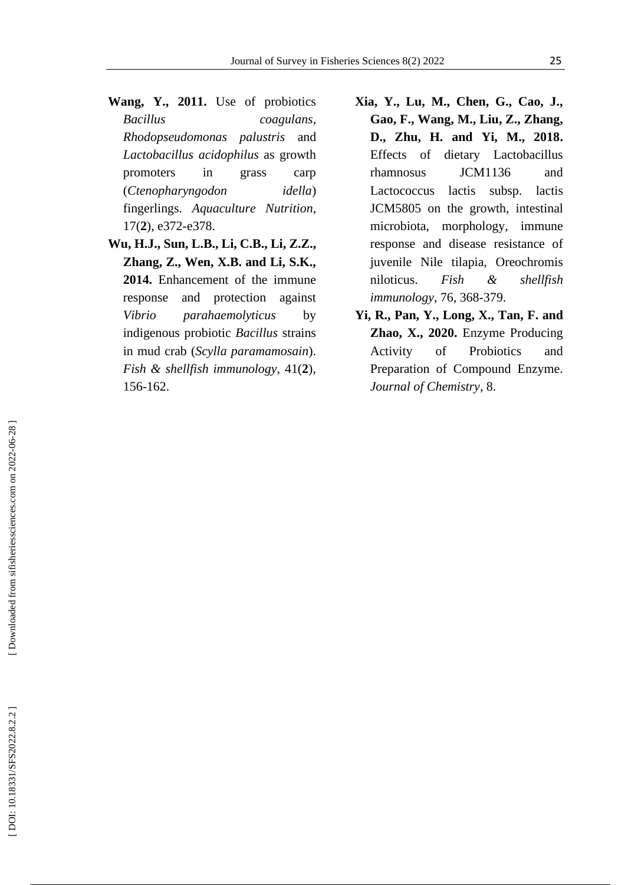**Wang, Y., 2011.** Use of probiotics *Bacillus coagulans*, *Rhodopseudomonas palustris* and *Lactobacillus acidophilus* as growth promoters in grass carp (*Ctenopharyngodon idella*) fingerlings. *Aquaculture Nutrition*, 17(**2**), e372-e378.

**Wu, H.J., Sun, L.B., Li, C.B., Li, Z.Z., Zhang, Z., Wen, X.B. and Li, S.K., 2014.** Enhancement of the immune response and protection against *Vibrio parahaemolyticus* by indigenous probiotic *Bacillus* strains in mud crab (*Scylla paramamosain*). *Fish & shellfish immunology*, 41(**2**), 156-162.

**Xia, Y., Lu, M., Chen, G., Cao, J., Gao, F., Wang, M., Liu, Z., Zhang, D., Zhu, H. and Yi, M., 2018.** Effects of dietary Lactobacillus rhamnosus JCM1136 and Lactococcus lactis subsp. lactis JCM5805 on the growth, intestinal microbiota, morphology, immune response and disease resistance of juvenile Nile tilapia, Oreochromis niloticus. *Fish & shellfish immunology*, 76, 368-379.

**Yi, R., Pan, Y., Long, X., Tan, F. and Zhao, X., 2020.** Enzyme Producing Activity of Probiotics and Preparation of Compound Enzyme. *Journal of Chemistry*, 8.